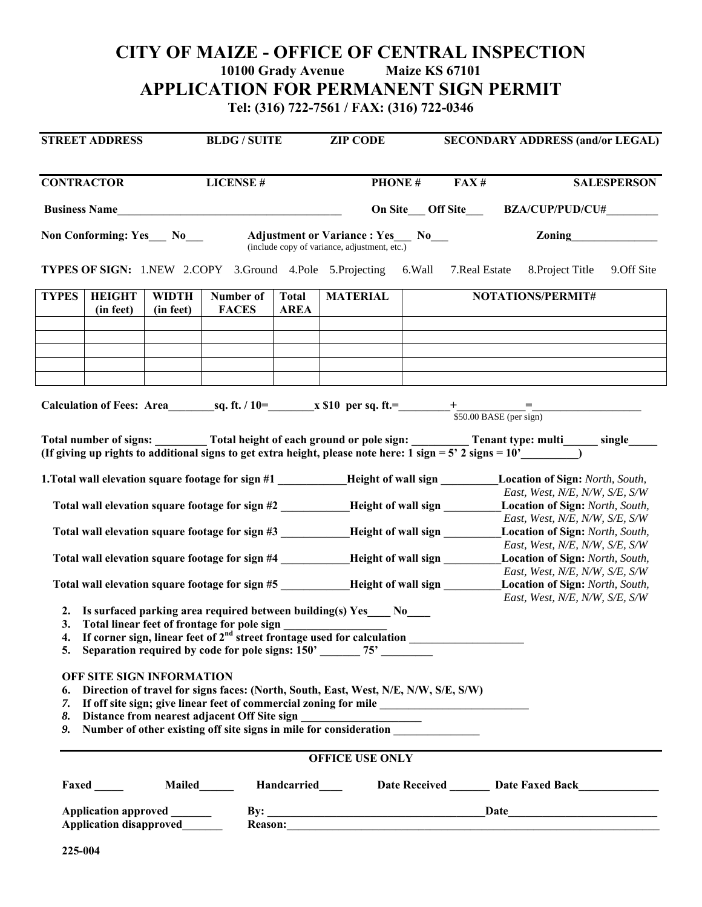# CITY OF MAIZE - OFFICE OF CENTRAL INSPECTION

**10100 Grady Avenue Maize KS 67101**

# APPLICATION FOR PERMANENT SIGN PERMIT

**Tel: (316) 722-7561 / FAX: (316) 722-0346**

| STREET ADDRESS | BLDG / SUITE | ZIP CODE | SECONDARY ADDRESS (and/or LEGAL) |
|---|---|---|---|
| | | | |

| CONTRACTOR | LICENSE # | PHONE # | FAX # | SALESPERSON |
|---|---|---|---|---|
| | | | | |

**Business Name**________________________________________ **On Site**___ **Off Site**___ **BZA/CUP/PUD/CU#**_________

**Non Conforming: Yes**___ **No**___ **Adjustment or Variance : Yes**___ **No**___ (include copy of variance, adjustment, etc.) **Zoning**_______________

**TYPES OF SIGN:** 1.NEW 2.COPY 3.Ground 4.Pole 5.Projecting 6.Wall 7.Real Estate 8.Project Title 9.Off Site

| TYPES | HEIGHT (in feet) | WIDTH (in feet) | Number of FACES | Total AREA | MATERIAL | NOTATIONS/PERMIT# |
|---|---|---|---|---|---|---|
| | | | | | | |
| | | | | | | |
| | | | | | | |
| | | | | | | |
| | | | | | | |

**Calculation of Fees: Area**________**sq. ft. / 10=**________**x $10 per sq. ft.=**_________+___________=___________________
$50.00 BASE (per sign)

**Total number of signs:** _________ **Total height of each ground or pole sign:** __________ **Tenant type: multi**______ **single**_____
**(If giving up rights to additional signs to get extra height, please note here: 1 sign = 5' 2 signs = 10'**__________**)**

**1.Total wall elevation square footage for sign #1** ____________**Height of wall sign** __________**Location of Sign:** *North, South, East, West, N/E, N/W, S/E, S/W*

**Total wall elevation square footage for sign #2** ____________**Height of wall sign** __________**Location of Sign:** *North, South, East, West, N/E, N/W, S/E, S/W*

**Total wall elevation square footage for sign #3** ____________**Height of wall sign** __________**Location of Sign:** *North, South, East, West, N/E, N/W, S/E, S/W*

**Total wall elevation square footage for sign #4** ____________**Height of wall sign** __________**Location of Sign:** *North, South, East, West, N/E, N/W, S/E, S/W*

**Total wall elevation square footage for sign #5** ____________**Height of wall sign** __________**Location of Sign:** *North, South, East, West, N/E, N/W, S/E, S/W*

2. **Is surfaced parking area required between building(s) Yes**____ **No**____
3. **Total linear feet of frontage for pole sign** __________________
4. **If corner sign, linear feet of 2nd street frontage used for calculation** ____________________
5. **Separation required by code for pole signs: 150'** _______ **75'** _________

**OFF SITE SIGN INFORMATION**

6. **Direction of travel for signs faces: (North, South, East, West, N/E, N/W, S/E, S/W)**
7. **If off site sign; give linear feet of commercial zoning for mile** __________________________
8. **Distance from nearest adjacent Off Site sign** ____________________
9. **Number of other existing off site signs in mile for consideration** _______________

---

**OFFICE USE ONLY**

**Faxed** _____ **Mailed**______ **Handcarried**____ **Date Received** _______ **Date Faxed Back**______________

**Application approved** _______ **By:** _______________________________________**Date**___________________________
**Application disapproved**_______ **Reason:**_____________________________________________________________________

**225-004**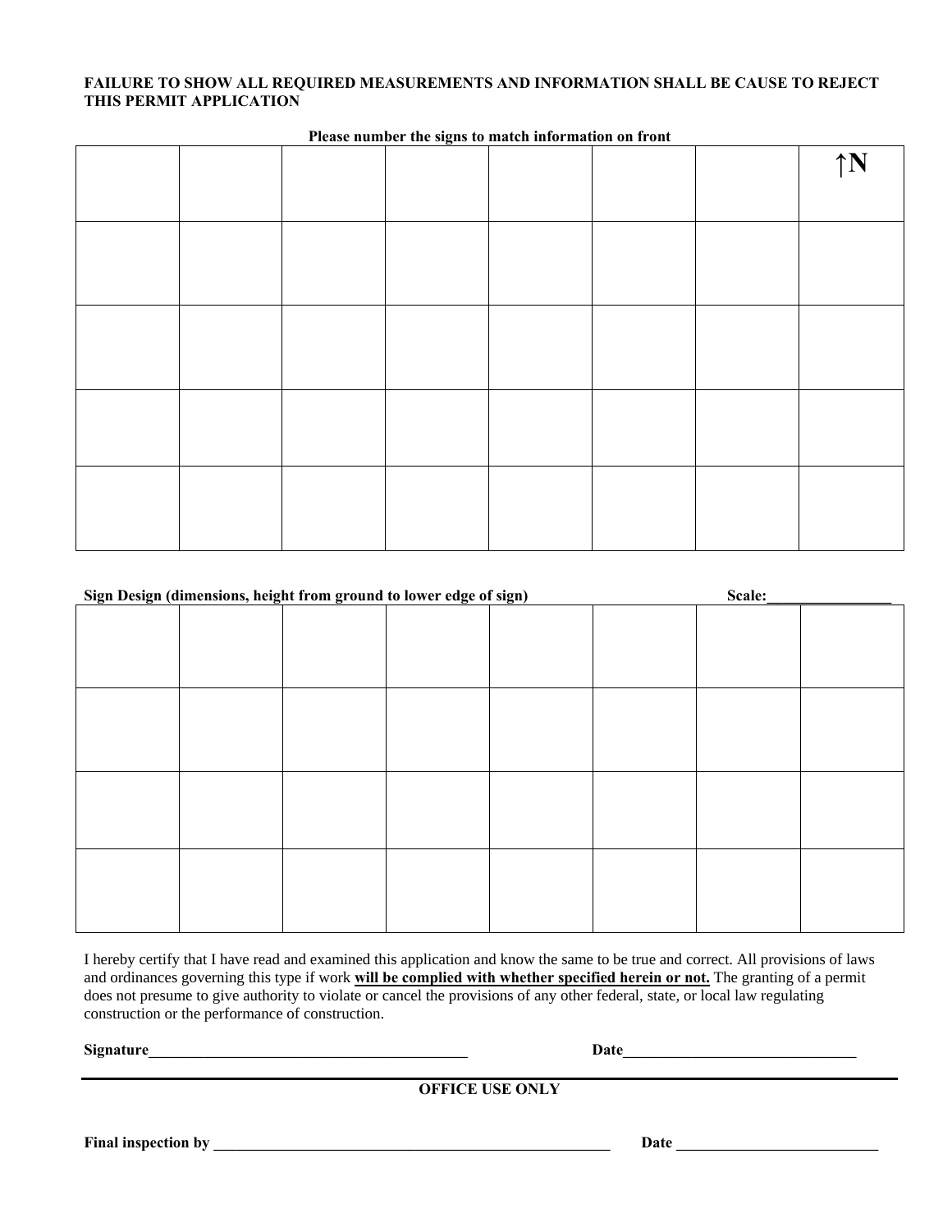**FAILURE TO SHOW ALL REQUIRED MEASUREMENTS AND INFORMATION SHALL BE CAUSE TO REJECT THIS PERMIT APPLICATION**

**Please number the signs to match information on front**

| | | | | | | | |
|---|---|---|---|---|---|---|---|
| | | | | | | | ↑N |
| | | | | | | | |
| | | | | | | | |
| | | | | | | | |
| | | | | | | | |

**Sign Design (dimensions, height from ground to lower edge of sign)** **Scale:\_\_\_\_\_\_\_\_\_\_\_\_\_\_\_\_**

| | | | | | | | |
|---|---|---|---|---|---|---|---|
| | | | | | | | |
| | | | | | | | |
| | | | | | | | |
| | | | | | | | |

I hereby certify that I have read and examined this application and know the same to be true and correct. All provisions of laws and ordinances governing this type if work **will be complied with whether specified herein or not.** The granting of a permit does not presume to give authority to violate or cancel the provisions of any other federal, state, or local law regulating construction or the performance of construction.

**Signature\_\_\_\_\_\_\_\_\_\_\_\_\_\_\_\_\_\_\_\_\_\_\_\_\_\_\_\_\_\_\_\_\_\_\_\_\_\_\_\_\_\_** **Date\_\_\_\_\_\_\_\_\_\_\_\_\_\_\_\_\_\_\_\_\_\_\_\_\_\_\_\_\_\_\_**

---

**OFFICE USE ONLY**

**Final inspection by \_\_\_\_\_\_\_\_\_\_\_\_\_\_\_\_\_\_\_\_\_\_\_\_\_\_\_\_\_\_\_\_\_\_\_\_\_\_\_\_\_\_\_\_\_\_\_\_\_\_\_\_** **Date \_\_\_\_\_\_\_\_\_\_\_\_\_\_\_\_\_\_\_\_\_\_\_\_\_\_\_**